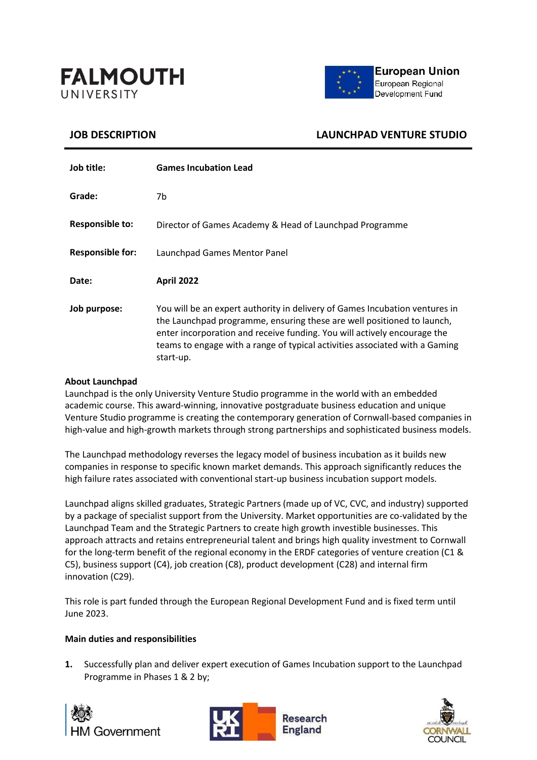FALMOUTH UNIVERSITY

European Union
European Regional Development Fund

## JOB DESCRIPTION — LAUNCHPAD VENTURE STUDIO

| | |
|---|---|
| **Job title:** | **Games Incubation Lead** |
| **Grade:** | 7b |
| **Responsible to:** | Director of Games Academy & Head of Launchpad Programme |
| **Responsible for:** | Launchpad Games Mentor Panel |
| **Date:** | **April 2022** |
| **Job purpose:** | You will be an expert authority in delivery of Games Incubation ventures in the Launchpad programme, ensuring these are well positioned to launch, enter incorporation and receive funding. You will actively encourage the teams to engage with a range of typical activities associated with a Gaming start-up. |

**About Launchpad**

Launchpad is the only University Venture Studio programme in the world with an embedded academic course. This award-winning, innovative postgraduate business education and unique Venture Studio programme is creating the contemporary generation of Cornwall-based companies in high-value and high-growth markets through strong partnerships and sophisticated business models.

The Launchpad methodology reverses the legacy model of business incubation as it builds new companies in response to specific known market demands. This approach significantly reduces the high failure rates associated with conventional start-up business incubation support models.

Launchpad aligns skilled graduates, Strategic Partners (made up of VC, CVC, and industry) supported by a package of specialist support from the University. Market opportunities are co-validated by the Launchpad Team and the Strategic Partners to create high growth investible businesses. This approach attracts and retains entrepreneurial talent and brings high quality investment to Cornwall for the long-term benefit of the regional economy in the ERDF categories of venture creation (C1 & C5), business support (C4), job creation (C8), product development (C28) and internal firm innovation (C29).

This role is part funded through the European Regional Development Fund and is fixed term until June 2023.

**Main duties and responsibilities**

1. Successfully plan and deliver expert execution of Games Incubation support to the Launchpad Programme in Phases 1 & 2 by;

HM Government — UKRI Research England — Cornwall Council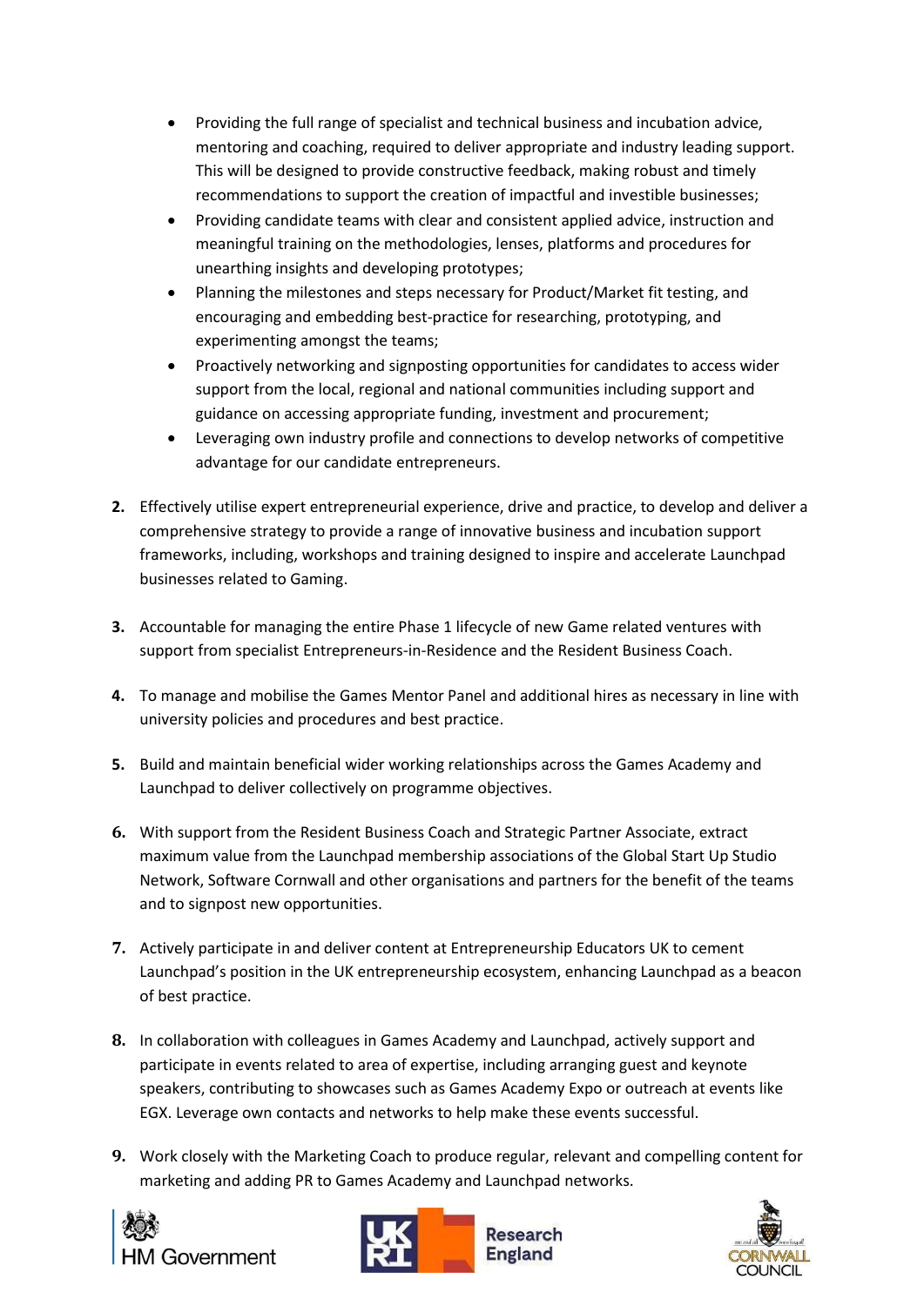- Providing the full range of specialist and technical business and incubation advice, mentoring and coaching, required to deliver appropriate and industry leading support. This will be designed to provide constructive feedback, making robust and timely recommendations to support the creation of impactful and investible businesses;
- Providing candidate teams with clear and consistent applied advice, instruction and meaningful training on the methodologies, lenses, platforms and procedures for unearthing insights and developing prototypes;
- Planning the milestones and steps necessary for Product/Market fit testing, and encouraging and embedding best-practice for researching, prototyping, and experimenting amongst the teams;
- Proactively networking and signposting opportunities for candidates to access wider support from the local, regional and national communities including support and guidance on accessing appropriate funding, investment and procurement;
- Leveraging own industry profile and connections to develop networks of competitive advantage for our candidate entrepreneurs.

2. Effectively utilise expert entrepreneurial experience, drive and practice, to develop and deliver a comprehensive strategy to provide a range of innovative business and incubation support frameworks, including, workshops and training designed to inspire and accelerate Launchpad businesses related to Gaming.

3. Accountable for managing the entire Phase 1 lifecycle of new Game related ventures with support from specialist Entrepreneurs-in-Residence and the Resident Business Coach.

4. To manage and mobilise the Games Mentor Panel and additional hires as necessary in line with university policies and procedures and best practice.

5. Build and maintain beneficial wider working relationships across the Games Academy and Launchpad to deliver collectively on programme objectives.

6. With support from the Resident Business Coach and Strategic Partner Associate, extract maximum value from the Launchpad membership associations of the Global Start Up Studio Network, Software Cornwall and other organisations and partners for the benefit of the teams and to signpost new opportunities.

7. Actively participate in and deliver content at Entrepreneurship Educators UK to cement Launchpad's position in the UK entrepreneurship ecosystem, enhancing Launchpad as a beacon of best practice.

8. In collaboration with colleagues in Games Academy and Launchpad, actively support and participate in events related to area of expertise, including arranging guest and keynote speakers, contributing to showcases such as Games Academy Expo or outreach at events like EGX. Leverage own contacts and networks to help make these events successful.

9. Work closely with the Marketing Coach to produce regular, relevant and compelling content for marketing and adding PR to Games Academy and Launchpad networks.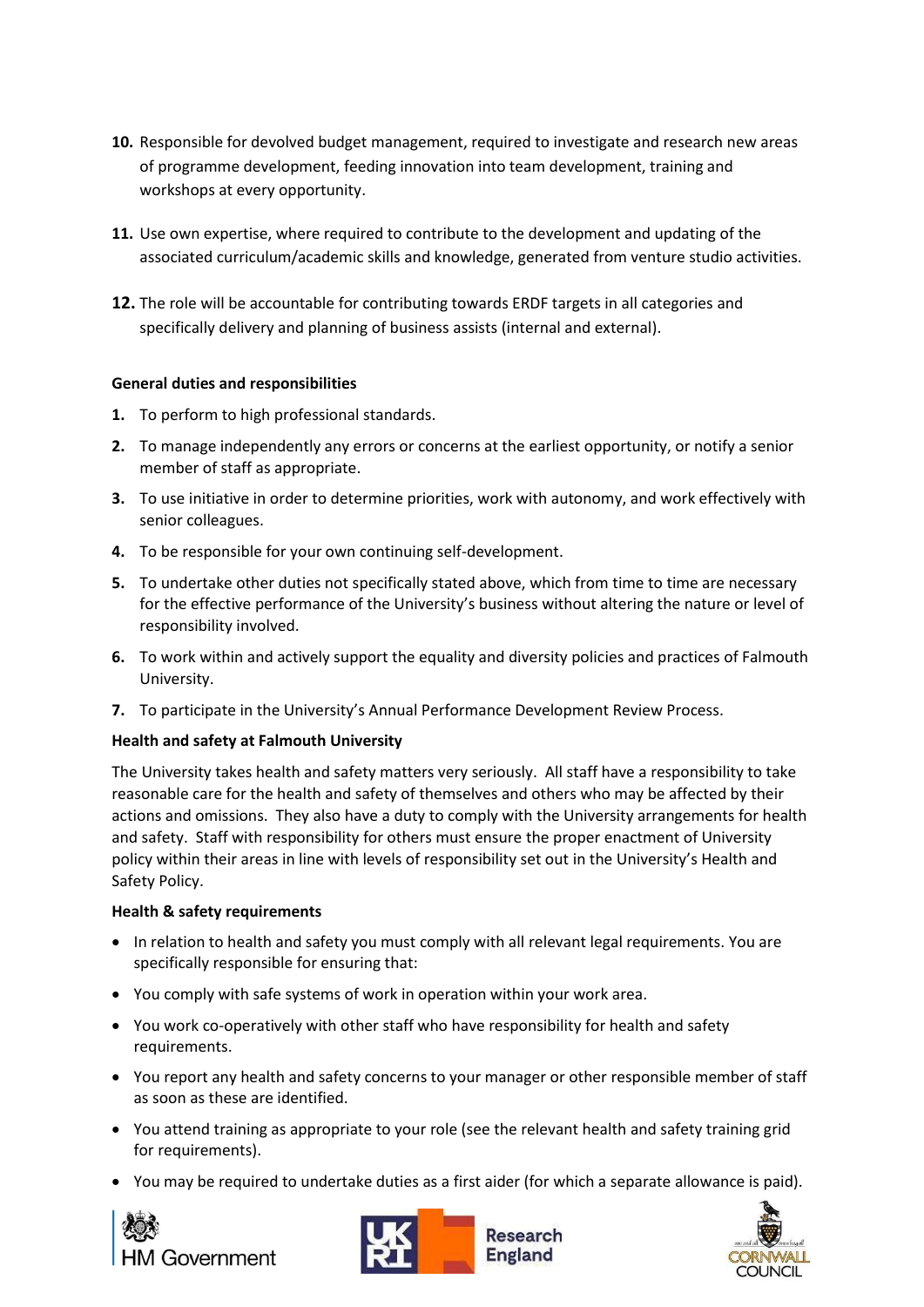10. Responsible for devolved budget management, required to investigate and research new areas of programme development, feeding innovation into team development, training and workshops at every opportunity.

11. Use own expertise, where required to contribute to the development and updating of the associated curriculum/academic skills and knowledge, generated from venture studio activities.

12. The role will be accountable for contributing towards ERDF targets in all categories and specifically delivery and planning of business assists (internal and external).

**General duties and responsibilities**

1. To perform to high professional standards.
2. To manage independently any errors or concerns at the earliest opportunity, or notify a senior member of staff as appropriate.
3. To use initiative in order to determine priorities, work with autonomy, and work effectively with senior colleagues.
4. To be responsible for your own continuing self-development.
5. To undertake other duties not specifically stated above, which from time to time are necessary for the effective performance of the University's business without altering the nature or level of responsibility involved.
6. To work within and actively support the equality and diversity policies and practices of Falmouth University.
7. To participate in the University's Annual Performance Development Review Process.

**Health and safety at Falmouth University**

The University takes health and safety matters very seriously. All staff have a responsibility to take reasonable care for the health and safety of themselves and others who may be affected by their actions and omissions. They also have a duty to comply with the University arrangements for health and safety. Staff with responsibility for others must ensure the proper enactment of University policy within their areas in line with levels of responsibility set out in the University's Health and Safety Policy.

**Health & safety requirements**

- In relation to health and safety you must comply with all relevant legal requirements. You are specifically responsible for ensuring that:
- You comply with safe systems of work in operation within your work area.
- You work co-operatively with other staff who have responsibility for health and safety requirements.
- You report any health and safety concerns to your manager or other responsible member of staff as soon as these are identified.
- You attend training as appropriate to your role (see the relevant health and safety training grid for requirements).
- You may be required to undertake duties as a first aider (for which a separate allowance is paid).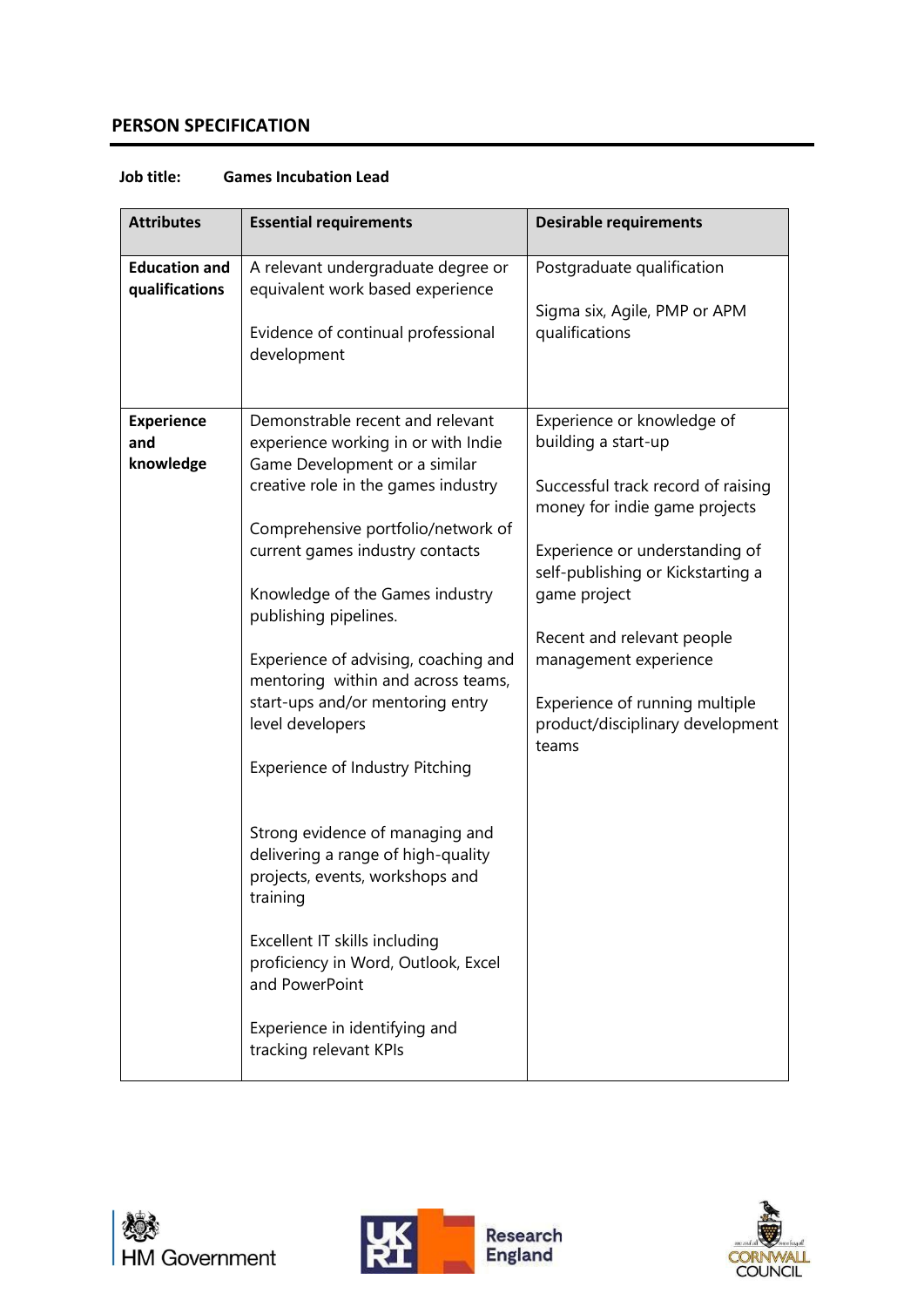## PERSON SPECIFICATION

**Job title:** **Games Incubation Lead**

| Attributes | Essential requirements | Desirable requirements |
|---|---|---|
| **Education and qualifications** | A relevant undergraduate degree or equivalent work based experience<br><br>Evidence of continual professional development | Postgraduate qualification<br><br>Sigma six, Agile, PMP or APM qualifications |
| **Experience and knowledge** | Demonstrable recent and relevant experience working in or with Indie Game Development or a similar creative role in the games industry<br><br>Comprehensive portfolio/network of current games industry contacts<br><br>Knowledge of the Games industry publishing pipelines.<br><br>Experience of advising, coaching and mentoring within and across teams, start-ups and/or mentoring entry level developers<br><br>Experience of Industry Pitching<br><br>Strong evidence of managing and delivering a range of high-quality projects, events, workshops and training<br><br>Excellent IT skills including proficiency in Word, Outlook, Excel and PowerPoint<br><br>Experience in identifying and tracking relevant KPIs | Experience or knowledge of building a start-up<br><br>Successful track record of raising money for indie game projects<br><br>Experience or understanding of self-publishing or Kickstarting a game project<br><br>Recent and relevant people management experience<br><br>Experience of running multiple product/disciplinary development teams |

HM Government | UKRI Research England | Cornwall Council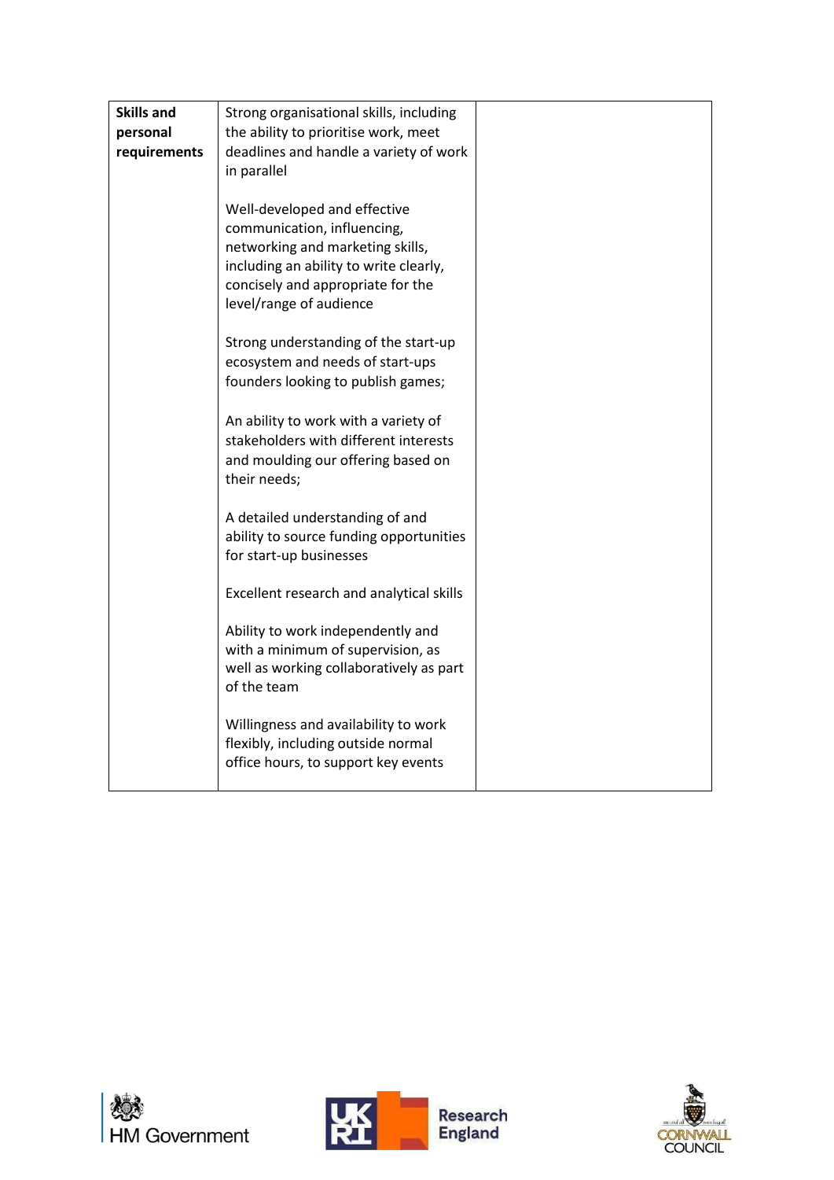| | | |
|---|---|---|
| **Skills and personal requirements** | Strong organisational skills, including the ability to prioritise work, meet deadlines and handle a variety of work in parallel<br><br>Well-developed and effective communication, influencing, networking and marketing skills, including an ability to write clearly, concisely and appropriate for the level/range of audience<br><br>Strong understanding of the start-up ecosystem and needs of start-ups founders looking to publish games;<br><br>An ability to work with a variety of stakeholders with different interests and moulding our offering based on their needs;<br><br>A detailed understanding of and ability to source funding opportunities for start-up businesses<br><br>Excellent research and analytical skills<br><br>Ability to work independently and with a minimum of supervision, as well as working collaboratively as part of the team<br><br>Willingness and availability to work flexibly, including outside normal office hours, to support key events | |